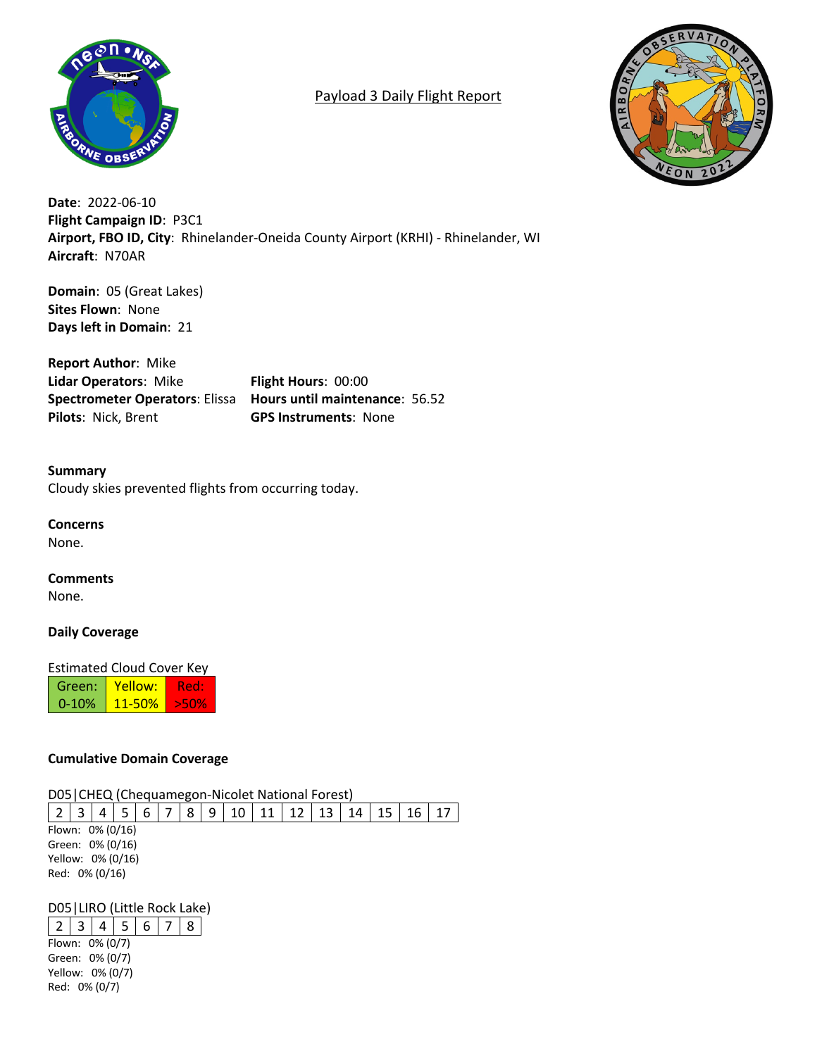# Payload 3 Daily Flight Report

**Date**: 2022-06-10
**Flight Campaign ID**: P3C1
**Airport, FBO ID, City**: Rhinelander-Oneida County Airport (KRHI) - Rhinelander, WI
**Aircraft**: N70AR

**Domain**: 05 (Great Lakes)
**Sites Flown**: None
**Days left in Domain**: 21

**Report Author**: Mike
**Lidar Operators**: Mike
**Spectrometer Operators**: Elissa
**Pilots**: Nick, Brent
**Flight Hours**: 00:00
**Hours until maintenance**: 56.52
**GPS Instruments**: None

**Summary**
Cloudy skies prevented flights from occurring today.

**Concerns**
None.

**Comments**
None.

**Daily Coverage**

Estimated Cloud Cover Key

| Green: 0-10% | Yellow: 11-50% | Red: >50% |
|---|---|---|

**Cumulative Domain Coverage**

D05|CHEQ (Chequamegon-Nicolet National Forest)

| 2 | 3 | 4 | 5 | 6 | 7 | 8 | 9 | 10 | 11 | 12 | 13 | 14 | 15 | 16 | 17 |
|---|---|---|---|---|---|---|---|---|---|---|---|---|---|---|---|

Flown: 0% (0/16)
Green: 0% (0/16)
Yellow: 0% (0/16)
Red: 0% (0/16)

D05|LIRO (Little Rock Lake)

| 2 | 3 | 4 | 5 | 6 | 7 | 8 |
|---|---|---|---|---|---|---|

Flown: 0% (0/7)
Green: 0% (0/7)
Yellow: 0% (0/7)
Red: 0% (0/7)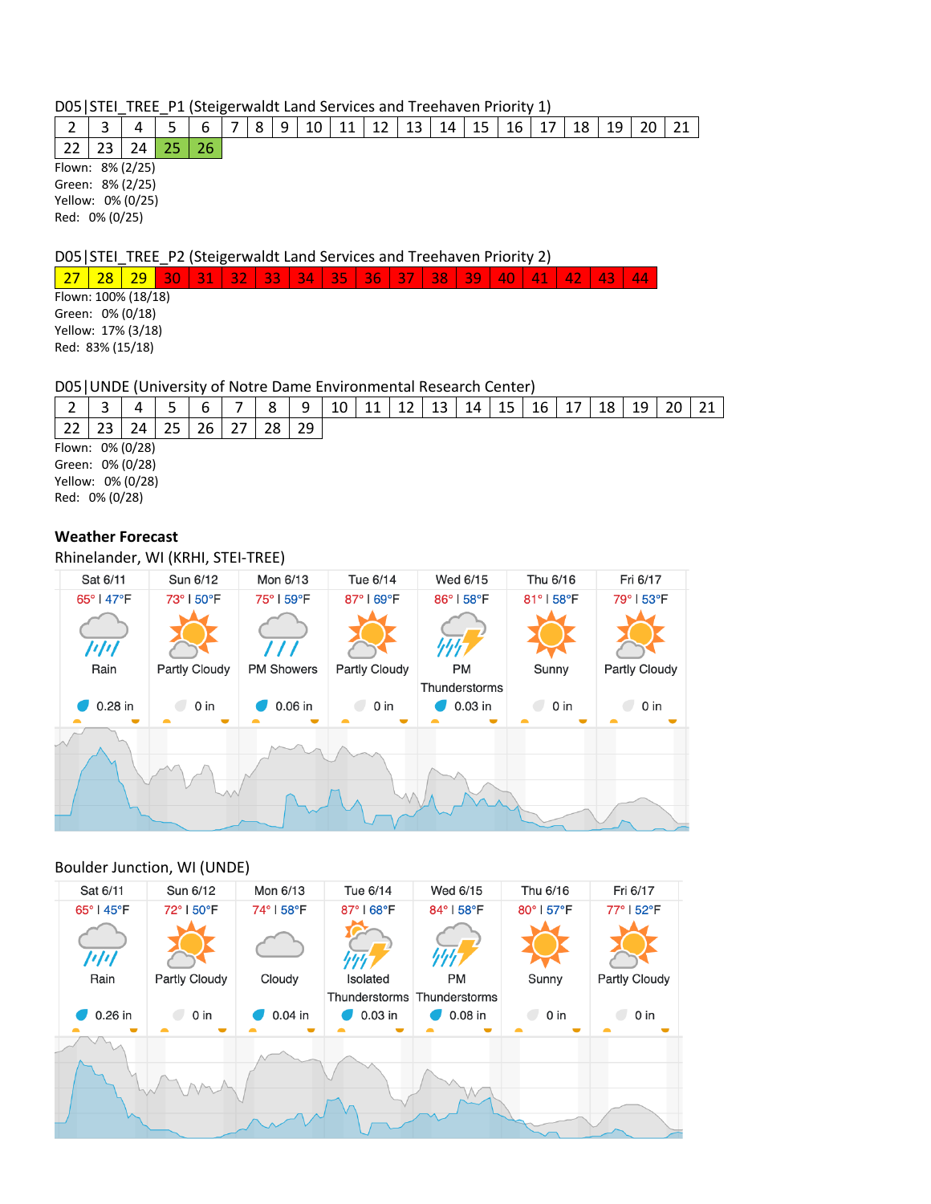D05|STEI_TREE_P1 (Steigerwaldt Land Services and Treehaven Priority 1)

| 2 | 3 | 4 | 5 | 6 | 7 | 8 | 9 | 10 | 11 | 12 | 13 | 14 | 15 | 16 | 17 | 18 | 19 | 20 | 21 |
|---|---|---|---|---|---|---|---|---|---|---|---|---|---|---|---|---|---|---|---|
| 22 | 23 | 24 | 25 | 26 | | | | | | | | | | | | | | | |

Flown: 8% (2/25)
Green: 8% (2/25)
Yellow: 0% (0/25)
Red: 0% (0/25)

D05|STEI_TREE_P2 (Steigerwaldt Land Services and Treehaven Priority 2)

| 27 | 28 | 29 | 30 | 31 | 32 | 33 | 34 | 35 | 36 | 37 | 38 | 39 | 40 | 41 | 42 | 43 | 44 |
|---|---|---|---|---|---|---|---|---|---|---|---|---|---|---|---|---|---|

Flown: 100% (18/18)
Green: 0% (0/18)
Yellow: 17% (3/18)
Red: 83% (15/18)

D05|UNDE (University of Notre Dame Environmental Research Center)

| 2 | 3 | 4 | 5 | 6 | 7 | 8 | 9 | 10 | 11 | 12 | 13 | 14 | 15 | 16 | 17 | 18 | 19 | 20 | 21 |
|---|---|---|---|---|---|---|---|---|---|---|---|---|---|---|---|---|---|---|---|
| 22 | 23 | 24 | 25 | 26 | 27 | 28 | 29 | | | | | | | | | | | | |

Flown: 0% (0/28)
Green: 0% (0/28)
Yellow: 0% (0/28)
Red: 0% (0/28)

**Weather Forecast**

Rhinelander, WI (KRHI, STEI-TREE)

| Sat 6/11 | Sun 6/12 | Mon 6/13 | Tue 6/14 | Wed 6/15 | Thu 6/16 | Fri 6/17 |
|---|---|---|---|---|---|---|
| 65° \| 47°F | 73° \| 50°F | 75° \| 59°F | 87° \| 69°F | 86° \| 58°F | 81° \| 58°F | 79° \| 53°F |
| Rain | Partly Cloudy | PM Showers | Partly Cloudy | PM Thunderstorms | Sunny | Partly Cloudy |
| 0.28 in | 0 in | 0.06 in | 0 in | 0.03 in | 0 in | 0 in |

Boulder Junction, WI (UNDE)

| Sat 6/11 | Sun 6/12 | Mon 6/13 | Tue 6/14 | Wed 6/15 | Thu 6/16 | Fri 6/17 |
|---|---|---|---|---|---|---|
| 65° \| 45°F | 72° \| 50°F | 74° \| 58°F | 87° \| 68°F | 84° \| 58°F | 80° \| 57°F | 77° \| 52°F |
| Rain | Partly Cloudy | Cloudy | Isolated Thunderstorms | PM Thunderstorms | Sunny | Partly Cloudy |
| 0.26 in | 0 in | 0.04 in | 0.03 in | 0.08 in | 0 in | 0 in |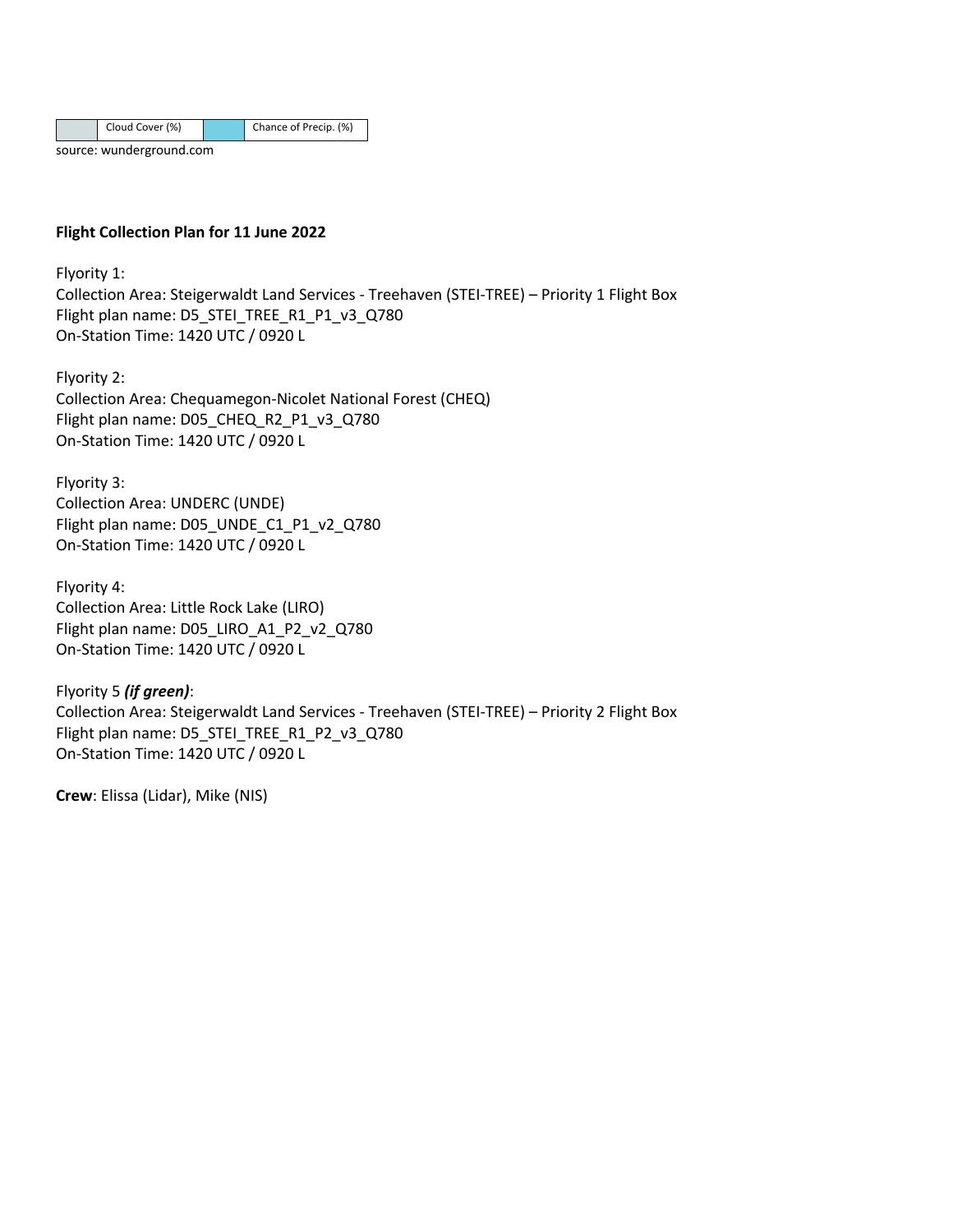| | Cloud Cover (%) | | Chance of Precip. (%) |
|---|---|---|---|

source: wunderground.com

**Flight Collection Plan for 11 June 2022**

Flyority 1:
Collection Area: Steigerwaldt Land Services - Treehaven (STEI-TREE) – Priority 1 Flight Box
Flight plan name: D5_STEI_TREE_R1_P1_v3_Q780
On-Station Time: 1420 UTC / 0920 L

Flyority 2:
Collection Area: Chequamegon-Nicolet National Forest (CHEQ)
Flight plan name: D05_CHEQ_R2_P1_v3_Q780
On-Station Time: 1420 UTC / 0920 L

Flyority 3:
Collection Area: UNDERC (UNDE)
Flight plan name: D05_UNDE_C1_P1_v2_Q780
On-Station Time: 1420 UTC / 0920 L

Flyority 4:
Collection Area: Little Rock Lake (LIRO)
Flight plan name: D05_LIRO_A1_P2_v2_Q780
On-Station Time: 1420 UTC / 0920 L

Flyority 5 ***(if green)***:
Collection Area: Steigerwaldt Land Services - Treehaven (STEI-TREE) – Priority 2 Flight Box
Flight plan name: D5_STEI_TREE_R1_P2_v3_Q780
On-Station Time: 1420 UTC / 0920 L

**Crew**: Elissa (Lidar), Mike (NIS)